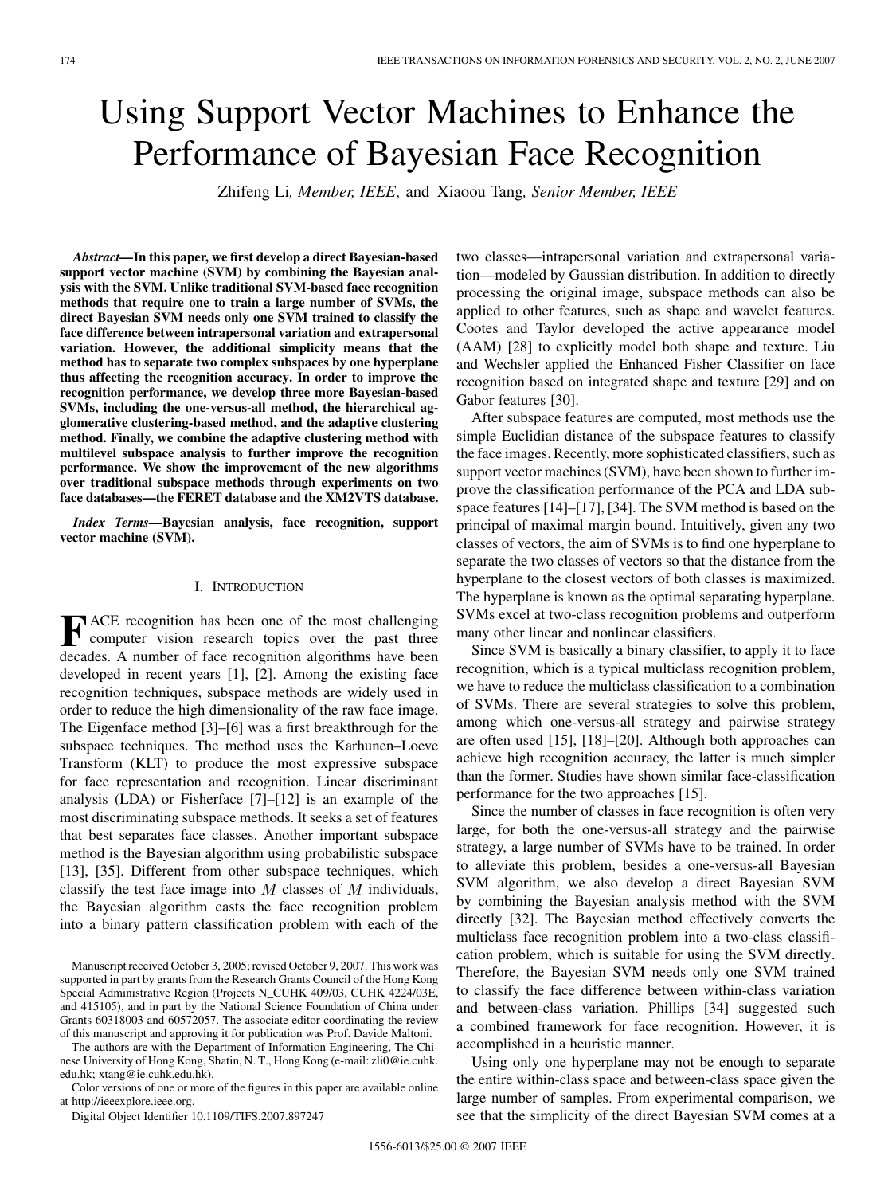# Using Support Vector Machines to Enhance the Performance of Bayesian Face Recognition

Zhifeng Li, *Member, IEEE*, and Xiaoou Tang, *Senior Member, IEEE*

***Abstract*—In this paper, we first develop a direct Bayesian-based support vector machine (SVM) by combining the Bayesian analysis with the SVM. Unlike traditional SVM-based face recognition methods that require one to train a large number of SVMs, the direct Bayesian SVM needs only one SVM trained to classify the face difference between intrapersonal variation and extrapersonal variation. However, the additional simplicity means that the method has to separate two complex subspaces by one hyperplane thus affecting the recognition accuracy. In order to improve the recognition performance, we develop three more Bayesian-based SVMs, including the one-versus-all method, the hierarchical agglomerative clustering-based method, and the adaptive clustering method. Finally, we combine the adaptive clustering method with multilevel subspace analysis to further improve the recognition performance. We show the improvement of the new algorithms over traditional subspace methods through experiments on two face databases—the FERET database and the XM2VTS database.**

***Index Terms*—Bayesian analysis, face recognition, support vector machine (SVM).**

## I. Introduction

Face recognition has been one of the most challenging computer vision research topics over the past three decades. A number of face recognition algorithms have been developed in recent years [1], [2]. Among the existing face recognition techniques, subspace methods are widely used in order to reduce the high dimensionality of the raw face image. The Eigenface method [3]–[6] was a first breakthrough for the subspace techniques. The method uses the Karhunen–Loeve Transform (KLT) to produce the most expressive subspace for face representation and recognition. Linear discriminant analysis (LDA) or Fisherface [7]–[12] is an example of the most discriminating subspace methods. It seeks a set of features that best separates face classes. Another important subspace method is the Bayesian algorithm using probabilistic subspace [13], [35]. Different from other subspace techniques, which classify the test face image into $M$ classes of $M$ individuals, the Bayesian algorithm casts the face recognition problem into a binary pattern classification problem with each of the two classes—intrapersonal variation and extrapersonal variation—modeled by Gaussian distribution. In addition to directly processing the original image, subspace methods can also be applied to other features, such as shape and wavelet features. Cootes and Taylor developed the active appearance model (AAM) [28] to explicitly model both shape and texture. Liu and Wechsler applied the Enhanced Fisher Classifier on face recognition based on integrated shape and texture [29] and on Gabor features [30].

After subspace features are computed, most methods use the simple Euclidian distance of the subspace features to classify the face images. Recently, more sophisticated classifiers, such as support vector machines (SVM), have been shown to further improve the classification performance of the PCA and LDA subspace features [14]–[17], [34]. The SVM method is based on the principal of maximal margin bound. Intuitively, given any two classes of vectors, the aim of SVMs is to find one hyperplane to separate the two classes of vectors so that the distance from the hyperplane to the closest vectors of both classes is maximized. The hyperplane is known as the optimal separating hyperplane. SVMs excel at two-class recognition problems and outperform many other linear and nonlinear classifiers.

Since SVM is basically a binary classifier, to apply it to face recognition, which is a typical multiclass recognition problem, we have to reduce the multiclass classification to a combination of SVMs. There are several strategies to solve this problem, among which one-versus-all strategy and pairwise strategy are often used [15], [18]–[20]. Although both approaches can achieve high recognition accuracy, the latter is much simpler than the former. Studies have shown similar face-classification performance for the two approaches [15].

Since the number of classes in face recognition is often very large, for both the one-versus-all strategy and the pairwise strategy, a large number of SVMs have to be trained. In order to alleviate this problem, besides a one-versus-all Bayesian SVM algorithm, we also develop a direct Bayesian SVM by combining the Bayesian analysis method with the SVM directly [32]. The Bayesian method effectively converts the multiclass face recognition problem into a two-class classification problem, which is suitable for using the SVM directly. Therefore, the Bayesian SVM needs only one SVM trained to classify the face difference between within-class variation and between-class variation. Phillips [34] suggested such a combined framework for face recognition. However, it is accomplished in a heuristic manner.

Using only one hyperplane may not be enough to separate the entire within-class space and between-class space given the large number of samples. From experimental comparison, we see that the simplicity of the direct Bayesian SVM comes at a

Manuscript received October 3, 2005; revised October 9, 2007. This work was supported in part by grants from the Research Grants Council of the Hong Kong Special Administrative Region (Projects N_CUHK 409/03, CUHK 4224/03E, and 415105), and in part by the National Science Foundation of China under Grants 60318003 and 60572057. The associate editor coordinating the review of this manuscript and approving it for publication was Prof. Davide Maltoni.

The authors are with the Department of Information Engineering, The Chinese University of Hong Kong, Shatin, N. T., Hong Kong (e-mail: zli0@ie.cuhk.edu.hk; xtang@ie.cuhk.edu.hk).

Color versions of one or more of the figures in this paper are available online at http://ieeexplore.ieee.org.

Digital Object Identifier 10.1109/TIFS.2007.897247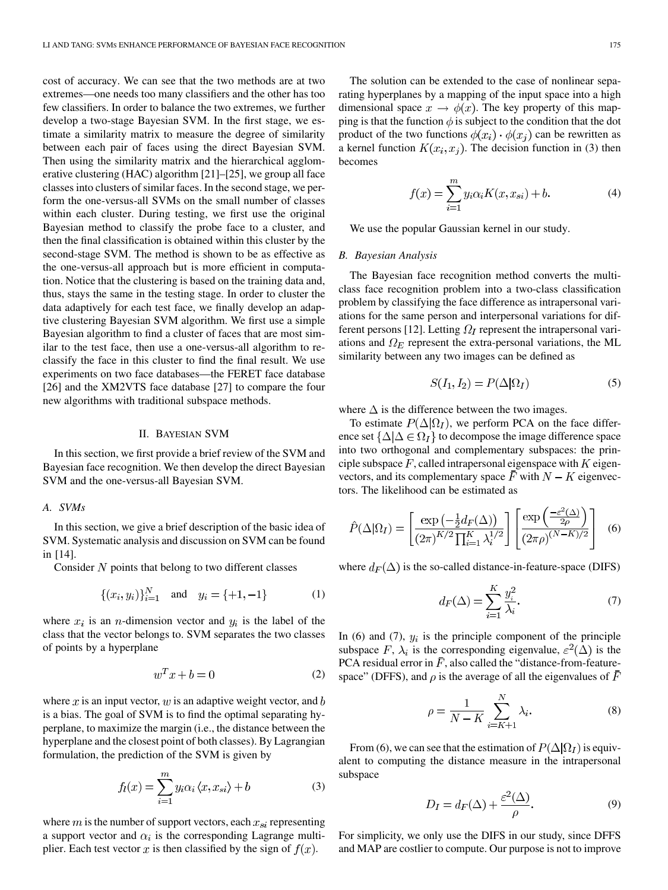cost of accuracy. We can see that the two methods are at two extremes—one needs too many classifiers and the other has too few classifiers. In order to balance the two extremes, we further develop a two-stage Bayesian SVM. In the first stage, we estimate a similarity matrix to measure the degree of similarity between each pair of faces using the direct Bayesian SVM. Then using the similarity matrix and the hierarchical agglomerative clustering (HAC) algorithm [21]–[25], we group all face classes into clusters of similar faces. In the second stage, we perform the one-versus-all SVMs on the small number of classes within each cluster. During testing, we first use the original Bayesian method to classify the probe face to a cluster, and then the final classification is obtained within this cluster by the second-stage SVM. The method is shown to be as effective as the one-versus-all approach but is more efficient in computation. Notice that the clustering is based on the training data and, thus, stays the same in the testing stage. In order to cluster the data adaptively for each test face, we finally develop an adaptive clustering Bayesian SVM algorithm. We first use a simple Bayesian algorithm to find a cluster of faces that are most similar to the test face, then use a one-versus-all algorithm to reclassify the face in this cluster to find the final result. We use experiments on two face databases—the FERET face database [26] and the XM2VTS face database [27] to compare the four new algorithms with traditional subspace methods.

## II. Bayesian SVM

In this section, we first provide a brief review of the SVM and Bayesian face recognition. We then develop the direct Bayesian SVM and the one-versus-all Bayesian SVM.

### A. SVMs

In this section, we give a brief description of the basic idea of SVM. Systematic analysis and discussion on SVM can be found in [14].

Consider $N$ points that belong to two different classes

$$\{(x_i, y_i)\}_{i=1}^{N} \quad \text{and} \quad y_i = \{+1, -1\} \tag{1}$$

where $x_i$ is an $n$-dimension vector and $y_i$ is the label of the class that the vector belongs to. SVM separates the two classes of points by a hyperplane

$$w^T x + b = 0 \tag{2}$$

where $x$ is an input vector, $w$ is an adaptive weight vector, and $b$ is a bias. The goal of SVM is to find the optimal separating hyperplane, to maximize the margin (i.e., the distance between the hyperplane and the closest point of both classes). By Lagrangian formulation, the prediction of the SVM is given by

$$f_l(x) = \sum_{i=1}^{m} y_i \alpha_i \langle x, x_{si} \rangle + b \tag{3}$$

where $m$ is the number of support vectors, each $x_{si}$ representing a support vector and $\alpha_i$ is the corresponding Lagrange multiplier. Each test vector $x$ is then classified by the sign of $f(x)$.

The solution can be extended to the case of nonlinear separating hyperplanes by a mapping of the input space into a high dimensional space $x \rightarrow \phi(x)$. The key property of this mapping is that the function $\phi$ is subject to the condition that the dot product of the two functions $\phi(x_i) \cdot \phi(x_j)$ can be rewritten as a kernel function $K(x_i, x_j)$. The decision function in (3) then becomes

$$f(x) = \sum_{i=1}^{m} y_i \alpha_i K(x, x_{si}) + b. \tag{4}$$

We use the popular Gaussian kernel in our study.

### B. Bayesian Analysis

The Bayesian face recognition method converts the multiclass face recognition problem into a two-class classification problem by classifying the face difference as intrapersonal variations for the same person and interpersonal variations for different persons [12]. Letting $\Omega_I$ represent the intrapersonal variations and $\Omega_E$ represent the extra-personal variations, the ML similarity between any two images can be defined as

$$S(I_1, I_2) = P(\Delta | \Omega_I) \tag{5}$$

where $\Delta$ is the difference between the two images.

To estimate $P(\Delta|\Omega_I)$, we perform PCA on the face difference set $\{\Delta | \Delta \in \Omega_I\}$ to decompose the image difference space into two orthogonal and complementary subspaces: the principle subspace $F$, called intrapersonal eigenspace with $K$ eigenvectors, and its complementary space $\bar{F}$ with $N - K$ eigenvectors. The likelihood can be estimated as

$$\hat{P}(\Delta|\Omega_I) = \left[ \frac{\exp\left(-\frac{1}{2} d_F(\Delta)\right)}{(2\pi)^{K/2} \prod_{i=1}^{K} \lambda_i^{1/2}} \right] \left[ \frac{\exp\left(\frac{-\varepsilon^2(\Delta)}{2\rho}\right)}{(2\pi\rho)^{(N-K)/2}} \right] \tag{6}$$

where $d_F(\Delta)$ is the so-called distance-in-feature-space (DIFS)

$$d_F(\Delta) = \sum_{i=1}^{K} \frac{y_i^2}{\lambda_i}. \tag{7}$$

In (6) and (7), $y_i$ is the principle component of the principle subspace $F$, $\lambda_i$ is the corresponding eigenvalue, $\varepsilon^2(\Delta)$ is the PCA residual error in $\bar{F}$, also called the "distance-from-feature-space" (DFFS), and $\rho$ is the average of all the eigenvalues of $\bar{F}$

$$\rho = \frac{1}{N-K} \sum_{i=K+1}^{N} \lambda_i. \tag{8}$$

From (6), we can see that the estimation of $P(\Delta|\Omega_I)$ is equivalent to computing the distance measure in the intrapersonal subspace

$$D_I = d_F(\Delta) + \frac{\varepsilon^2(\Delta)}{\rho}. \tag{9}$$

For simplicity, we only use the DIFS in our study, since DFFS and MAP are costlier to compute. Our purpose is not to improve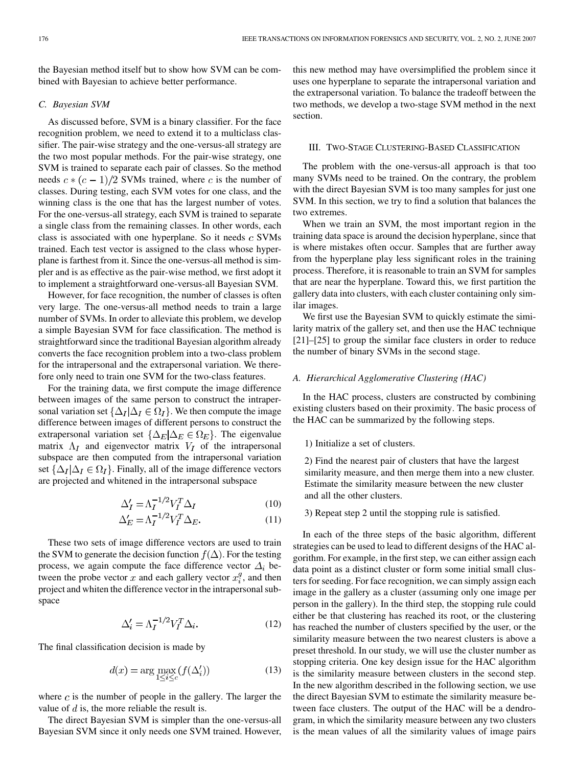the Bayesian method itself but to show how SVM can be combined with Bayesian to achieve better performance.

### C. Bayesian SVM

As discussed before, SVM is a binary classifier. For the face recognition problem, we need to extend it to a multiclass classifier. The pair-wise strategy and the one-versus-all strategy are the two most popular methods. For the pair-wise strategy, one SVM is trained to separate each pair of classes. So the method needs $c*(c-1)/2$ SVMs trained, where $c$ is the number of classes. During testing, each SVM votes for one class, and the winning class is the one that has the largest number of votes. For the one-versus-all strategy, each SVM is trained to separate a single class from the remaining classes. In other words, each class is associated with one hyperplane. So it needs $c$ SVMs trained. Each test vector is assigned to the class whose hyperplane is farthest from it. Since the one-versus-all method is simpler and is as effective as the pair-wise method, we first adopt it to implement a straightforward one-versus-all Bayesian SVM.

However, for face recognition, the number of classes is often very large. The one-versus-all method needs to train a large number of SVMs. In order to alleviate this problem, we develop a simple Bayesian SVM for face classification. The method is straightforward since the traditional Bayesian algorithm already converts the face recognition problem into a two-class problem for the intrapersonal and the extrapersonal variation. We therefore only need to train one SVM for the two-class features.

For the training data, we first compute the image difference between images of the same person to construct the intrapersonal variation set $\{\Delta_I | \Delta_I \in \Omega_I\}$. We then compute the image difference between images of different persons to construct the extrapersonal variation set $\{\Delta_E | \Delta_E \in \Omega_E\}$. The eigenvalue matrix $\Lambda_I$ and eigenvector matrix $V_I$ of the intrapersonal subspace are then computed from the intrapersonal variation set $\{\Delta_I | \Delta_I \in \Omega_I\}$. Finally, all of the image difference vectors are projected and whitened in the intrapersonal subspace

$$\Delta'_I = \Lambda_I^{-1/2} V_I^T \Delta_I \tag{10}$$

$$\Delta'_E = \Lambda_I^{-1/2} V_I^T \Delta_E. \tag{11}$$

These two sets of image difference vectors are used to train the SVM to generate the decision function $f(\Delta)$. For the testing process, we again compute the face difference vector $\Delta_i$ between the probe vector $x$ and each gallery vector $x_i^g$, and then project and whiten the difference vector in the intrapersonal subspace

$$\Delta'_i = \Lambda_I^{-1/2} V_I^T \Delta_i. \tag{12}$$

The final classification decision is made by

$$d(x) = \arg \max_{1 \leq i \leq c} (f(\Delta'_i)) \tag{13}$$

where $c$ is the number of people in the gallery. The larger the value of $d$ is, the more reliable the result is.

The direct Bayesian SVM is simpler than the one-versus-all Bayesian SVM since it only needs one SVM trained. However, this new method may have oversimplified the problem since it uses one hyperplane to separate the intrapersonal variation and the extrapersonal variation. To balance the tradeoff between the two methods, we develop a two-stage SVM method in the next section.

## III. Two-Stage Clustering-Based Classification

The problem with the one-versus-all approach is that too many SVMs need to be trained. On the contrary, the problem with the direct Bayesian SVM is too many samples for just one SVM. In this section, we try to find a solution that balances the two extremes.

When we train an SVM, the most important region in the training data space is around the decision hyperplane, since that is where mistakes often occur. Samples that are further away from the hyperplane play less significant roles in the training process. Therefore, it is reasonable to train an SVM for samples that are near the hyperplane. Toward this, we first partition the gallery data into clusters, with each cluster containing only similar images.

We first use the Bayesian SVM to quickly estimate the similarity matrix of the gallery set, and then use the HAC technique [21]–[25] to group the similar face clusters in order to reduce the number of binary SVMs in the second stage.

### A. Hierarchical Agglomerative Clustering (HAC)

In the HAC process, clusters are constructed by combining existing clusters based on their proximity. The basic process of the HAC can be summarized by the following steps.

1) Initialize a set of clusters.

2) Find the nearest pair of clusters that have the largest similarity measure, and then merge them into a new cluster. Estimate the similarity measure between the new cluster and all the other clusters.

3) Repeat step 2 until the stopping rule is satisfied.

In each of the three steps of the basic algorithm, different strategies can be used to lead to different designs of the HAC algorithm. For example, in the first step, we can either assign each data point as a distinct cluster or form some initial small clusters for seeding. For face recognition, we can simply assign each image in the gallery as a cluster (assuming only one image per person in the gallery). In the third step, the stopping rule could either be that clustering has reached its root, or the clustering has reached the number of clusters specified by the user, or the similarity measure between the two nearest clusters is above a preset threshold. In our study, we will use the cluster number as stopping criteria. One key design issue for the HAC algorithm is the similarity measure between clusters in the second step. In the new algorithm described in the following section, we use the direct Bayesian SVM to estimate the similarity measure between face clusters. The output of the HAC will be a dendrogram, in which the similarity measure between any two clusters is the mean values of all the similarity values of image pairs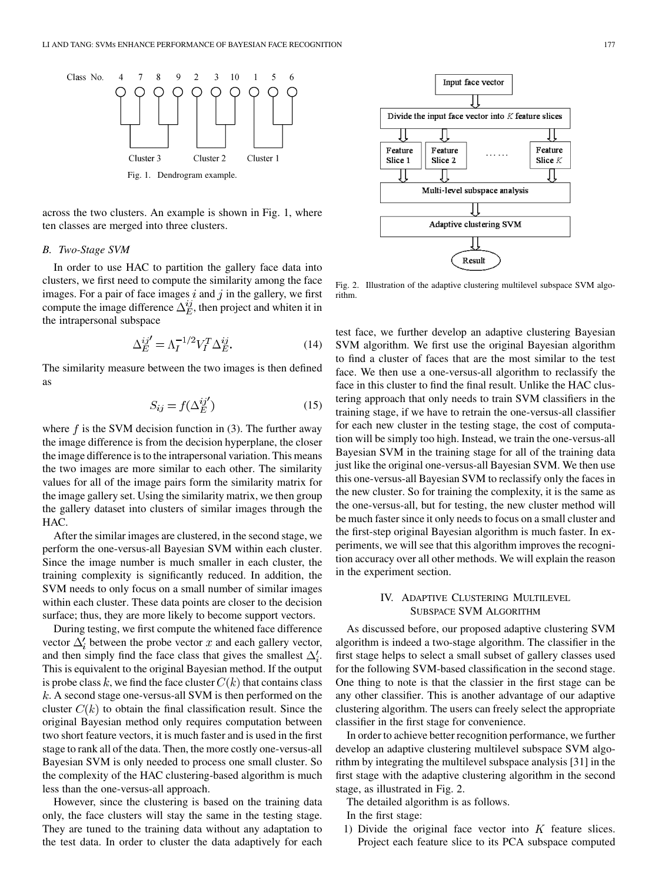Class No. 4 7 8 9 2 3 10 1 5 6

Cluster 3 Cluster 2 Cluster 1

Fig. 1. Dendrogram example.

across the two clusters. An example is shown in Fig. 1, where ten classes are merged into three clusters.

### B. Two-Stage SVM

In order to use HAC to partition the gallery face data into clusters, we first need to compute the similarity among the face images. For a pair of face images $i$ and $j$ in the gallery, we first compute the image difference $\Delta_E^{ij}$, then project and whiten it in the intrapersonal subspace

$$\Delta_E^{ij\prime} = \Lambda_I^{-1/2} V_I^T \Delta_E^{ij}. \quad (14)$$

The similarity measure between the two images is then defined as

$$S_{ij} = f(\Delta_E^{ij\prime}) \quad (15)$$

where $f$ is the SVM decision function in (3). The further away the image difference is from the decision hyperplane, the closer the image difference is to the intrapersonal variation. This means the two images are more similar to each other. The similarity values for all of the image pairs form the similarity matrix for the image gallery set. Using the similarity matrix, we then group the gallery dataset into clusters of similar images through the HAC.

After the similar images are clustered, in the second stage, we perform the one-versus-all Bayesian SVM within each cluster. Since the image number is much smaller in each cluster, the training complexity is significantly reduced. In addition, the SVM needs to only focus on a small number of similar images within each cluster. These data points are closer to the decision surface; thus, they are more likely to become support vectors.

During testing, we first compute the whitened face difference vector $\Delta_i'$ between the probe vector $x$ and each gallery vector, and then simply find the face class that gives the smallest $\Delta_i'$. This is equivalent to the original Bayesian method. If the output is probe class $k$, we find the face cluster $C(k)$ that contains class $k$. A second stage one-versus-all SVM is then performed on the cluster $C(k)$ to obtain the final classification result. Since the original Bayesian method only requires computation between two short feature vectors, it is much faster and is used in the first stage to rank all of the data. Then, the more costly one-versus-all Bayesian SVM is only needed to process one small cluster. So the complexity of the HAC clustering-based algorithm is much less than the one-versus-all approach.

However, since the clustering is based on the training data only, the face clusters will stay the same in the testing stage. They are tuned to the training data without any adaptation to the test data. In order to cluster the data adaptively for each test face, we further develop an adaptive clustering Bayesian SVM algorithm. We first use the original Bayesian algorithm to find a cluster of faces that are the most similar to the test face. We then use a one-versus-all algorithm to reclassify the face in this cluster to find the final result. Unlike the HAC clustering approach that only needs to train SVM classifiers in the training stage, if we have to retrain the one-versus-all classifier for each new cluster in the testing stage, the cost of computation will be simply too high. Instead, we train the one-versus-all Bayesian SVM in the training stage for all of the training data just like the original one-versus-all Bayesian SVM. We then use this one-versus-all Bayesian SVM to reclassify only the faces in the new cluster. So for training the complexity, it is the same as the one-versus-all, but for testing, the new cluster method will be much faster since it only needs to focus on a small cluster and the first-step original Bayesian algorithm is much faster. In experiments, we will see that this algorithm improves the recognition accuracy over all other methods. We will explain the reason in the experiment section.

Input face vector

Divide the input face vector into $K$ feature slices

Feature Slice 1 | Feature Slice 2 | …… | Feature Slice $K$

Multi-level subspace analysis

Adaptive clustering SVM

Result

Fig. 2. Illustration of the adaptive clustering multilevel subspace SVM algorithm.

## IV. Adaptive Clustering Multilevel Subspace SVM Algorithm

As discussed before, our proposed adaptive clustering SVM algorithm is indeed a two-stage algorithm. The classifier in the first stage helps to select a small subset of gallery classes used for the following SVM-based classification in the second stage. One thing to note is that the classier in the first stage can be any other classifier. This is another advantage of our adaptive clustering algorithm. The users can freely select the appropriate classifier in the first stage for convenience.

In order to achieve better recognition performance, we further develop an adaptive clustering multilevel subspace SVM algorithm by integrating the multilevel subspace analysis [31] in the first stage with the adaptive clustering algorithm in the second stage, as illustrated in Fig. 2.

The detailed algorithm is as follows.

In the first stage:

1) Divide the original face vector into $K$ feature slices. Project each feature slice to its PCA subspace computed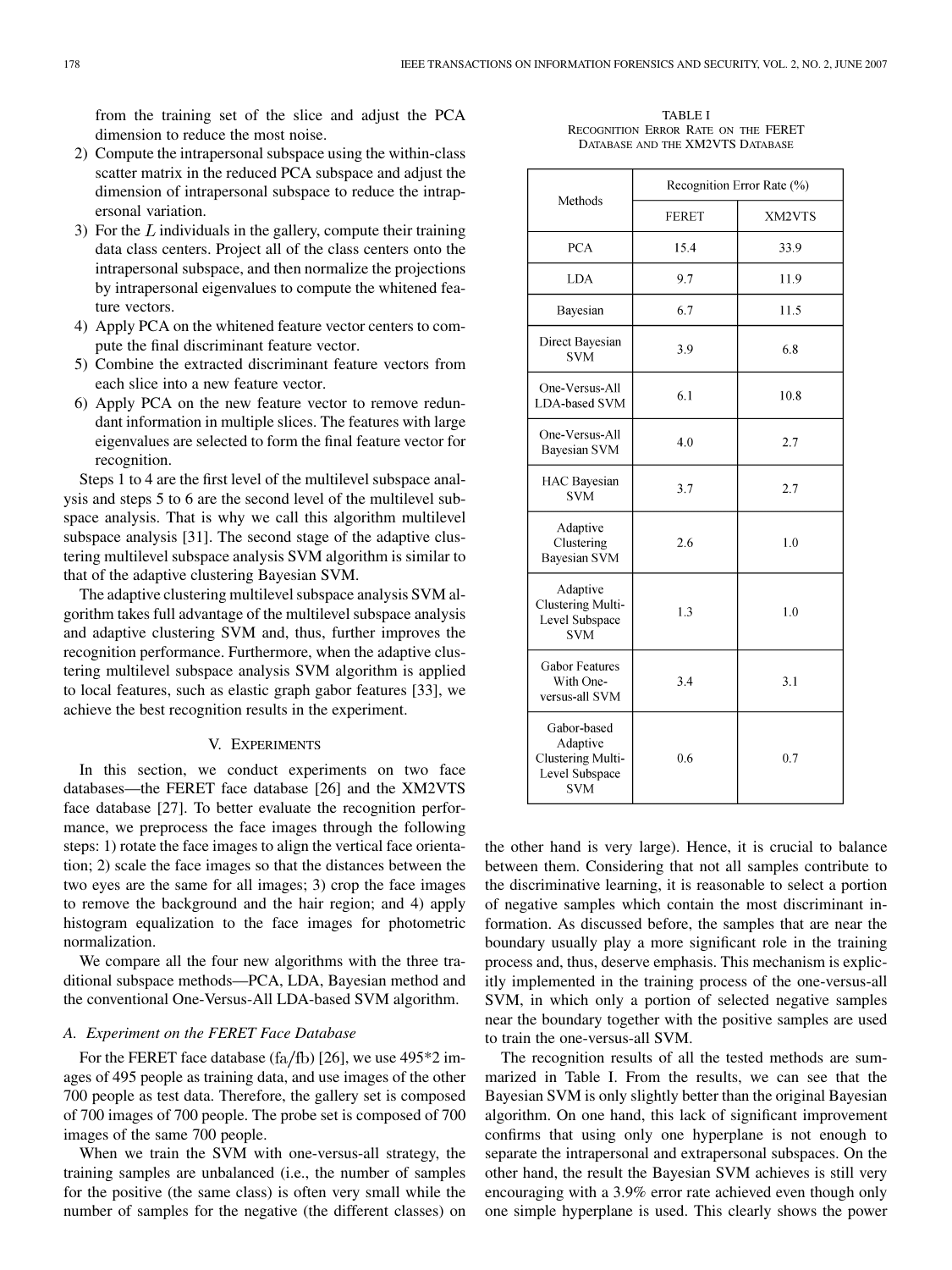from the training set of the slice and adjust the PCA dimension to reduce the most noise.

2) Compute the intrapersonal subspace using the within-class scatter matrix in the reduced PCA subspace and adjust the dimension of intrapersonal subspace to reduce the intrapersonal variation.
3) For the $L$ individuals in the gallery, compute their training data class centers. Project all of the class centers onto the intrapersonal subspace, and then normalize the projections by intrapersonal eigenvalues to compute the whitened feature vectors.
4) Apply PCA on the whitened feature vector centers to compute the final discriminant feature vector.
5) Combine the extracted discriminant feature vectors from each slice into a new feature vector.
6) Apply PCA on the new feature vector to remove redundant information in multiple slices. The features with large eigenvalues are selected to form the final feature vector for recognition.

Steps 1 to 4 are the first level of the multilevel subspace analysis and steps 5 to 6 are the second level of the multilevel subspace analysis. That is why we call this algorithm multilevel subspace analysis [31]. The second stage of the adaptive clustering multilevel subspace analysis SVM algorithm is similar to that of the adaptive clustering Bayesian SVM.

The adaptive clustering multilevel subspace analysis SVM algorithm takes full advantage of the multilevel subspace analysis and adaptive clustering SVM and, thus, further improves the recognition performance. Furthermore, when the adaptive clustering multilevel subspace analysis SVM algorithm is applied to local features, such as elastic graph gabor features [33], we achieve the best recognition results in the experiment.

## V. Experiments

In this section, we conduct experiments on two face databases—the FERET face database [26] and the XM2VTS face database [27]. To better evaluate the recognition performance, we preprocess the face images through the following steps: 1) rotate the face images to align the vertical face orientation; 2) scale the face images so that the distances between the two eyes are the same for all images; 3) crop the face images to remove the background and the hair region; and 4) apply histogram equalization to the face images for photometric normalization.

We compare all the four new algorithms with the three traditional subspace methods—PCA, LDA, Bayesian method and the conventional One-Versus-All LDA-based SVM algorithm.

### A. Experiment on the FERET Face Database

For the FERET face database (fa/fb) [26], we use 495*2 images of 495 people as training data, and use images of the other 700 people as test data. Therefore, the gallery set is composed of 700 images of 700 people. The probe set is composed of 700 images of the same 700 people.

When we train the SVM with one-versus-all strategy, the training samples are unbalanced (i.e., the number of samples for the positive (the same class) is often very small while the number of samples for the negative (the different classes) on the other hand is very large). Hence, it is crucial to balance between them. Considering that not all samples contribute to the discriminative learning, it is reasonable to select a portion of negative samples which contain the most discriminant information. As discussed before, the samples that are near the boundary usually play a more significant role in the training process and, thus, deserve emphasis. This mechanism is explicitly implemented in the training process of the one-versus-all SVM, in which only a portion of selected negative samples near the boundary together with the positive samples are used to train the one-versus-all SVM.

TABLE I
Recognition Error Rate on the FERET Database and the XM2VTS Database

| Methods | Recognition Error Rate (%) | |
|---|---|---|
| | FERET | XM2VTS |
| PCA | 15.4 | 33.9 |
| LDA | 9.7 | 11.9 |
| Bayesian | 6.7 | 11.5 |
| Direct Bayesian SVM | 3.9 | 6.8 |
| One-Versus-All LDA-based SVM | 6.1 | 10.8 |
| One-Versus-All Bayesian SVM | 4.0 | 2.7 |
| HAC Bayesian SVM | 3.7 | 2.7 |
| Adaptive Clustering Bayesian SVM | 2.6 | 1.0 |
| Adaptive Clustering Multi-Level Subspace SVM | 1.3 | 1.0 |
| Gabor Features With One-versus-all SVM | 3.4 | 3.1 |
| Gabor-based Adaptive Clustering Multi-Level Subspace SVM | 0.6 | 0.7 |

The recognition results of all the tested methods are summarized in Table I. From the results, we can see that the Bayesian SVM is only slightly better than the original Bayesian algorithm. On one hand, this lack of significant improvement confirms that using only one hyperplane is not enough to separate the intrapersonal and extrapersonal subspaces. On the other hand, the result the Bayesian SVM achieves is still very encouraging with a 3.9% error rate achieved even though only one simple hyperplane is used. This clearly shows the power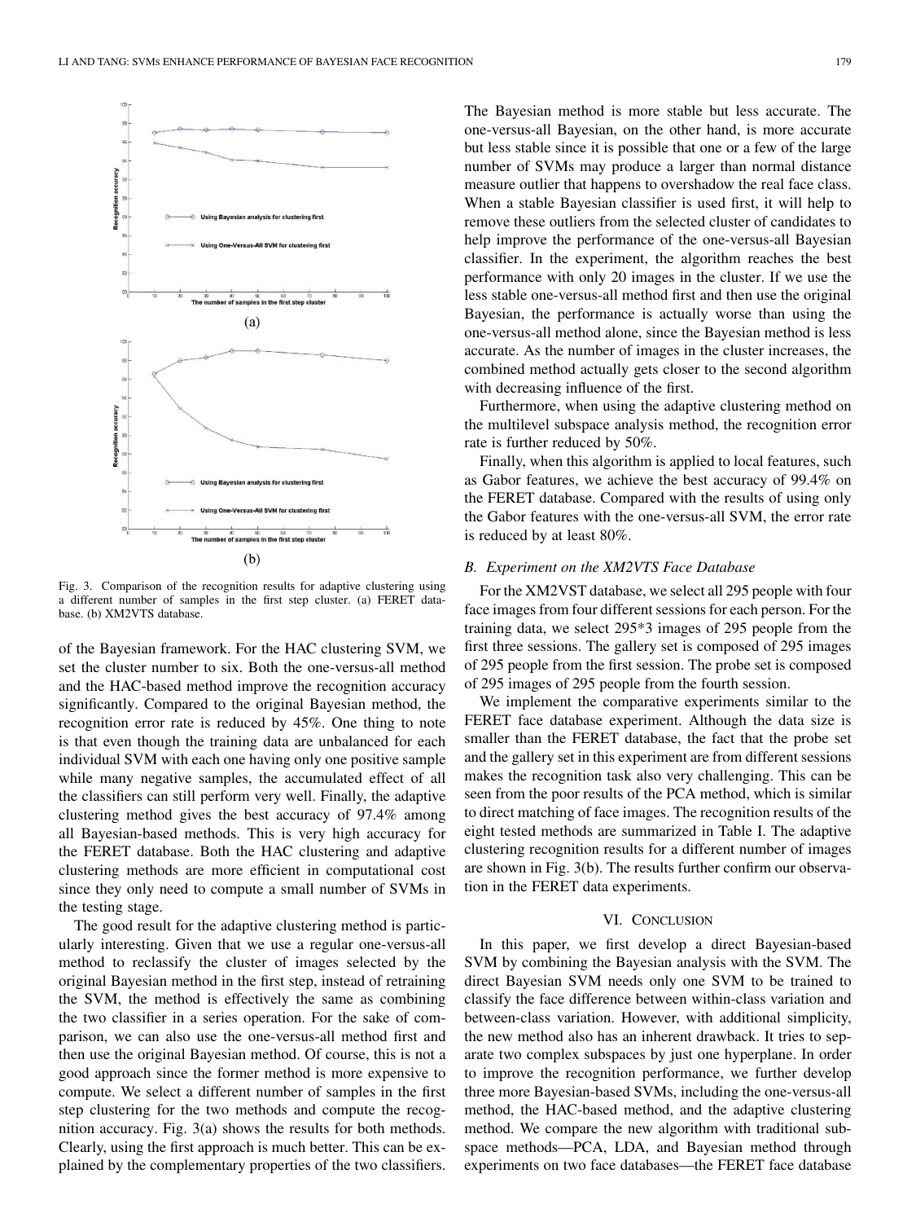Fig. 3. Comparison of the recognition results for adaptive clustering using a different number of samples in the first step cluster. (a) FERET database. (b) XM2VTS database.

of the Bayesian framework. For the HAC clustering SVM, we set the cluster number to six. Both the one-versus-all method and the HAC-based method improve the recognition accuracy significantly. Compared to the original Bayesian method, the recognition error rate is reduced by 45%. One thing to note is that even though the training data are unbalanced for each individual SVM with each one having only one positive sample while many negative samples, the accumulated effect of all the classifiers can still perform very well. Finally, the adaptive clustering method gives the best accuracy of 97.4% among all Bayesian-based methods. This is very high accuracy for the FERET database. Both the HAC clustering and adaptive clustering methods are more efficient in computational cost since they only need to compute a small number of SVMs in the testing stage.

The good result for the adaptive clustering method is particularly interesting. Given that we use a regular one-versus-all method to reclassify the cluster of images selected by the original Bayesian method in the first step, instead of retraining the SVM, the method is effectively the same as combining the two classifier in a series operation. For the sake of comparison, we can also use the one-versus-all method first and then use the original Bayesian method. Of course, this is not a good approach since the former method is more expensive to compute. We select a different number of samples in the first step clustering for the two methods and compute the recognition accuracy. Fig. 3(a) shows the results for both methods. Clearly, using the first approach is much better. This can be explained by the complementary properties of the two classifiers. The Bayesian method is more stable but less accurate. The one-versus-all Bayesian, on the other hand, is more accurate but less stable since it is possible that one or a few of the large number of SVMs may produce a larger than normal distance measure outlier that happens to overshadow the real face class. When a stable Bayesian classifier is used first, it will help to remove these outliers from the selected cluster of candidates to help improve the performance of the one-versus-all Bayesian classifier. In the experiment, the algorithm reaches the best performance with only 20 images in the cluster. If we use the less stable one-versus-all method first and then use the original Bayesian, the performance is actually worse than using the one-versus-all method alone, since the Bayesian method is less accurate. As the number of images in the cluster increases, the combined method actually gets closer to the second algorithm with decreasing influence of the first.

Furthermore, when using the adaptive clustering method on the multilevel subspace analysis method, the recognition error rate is further reduced by 50%.

Finally, when this algorithm is applied to local features, such as Gabor features, we achieve the best accuracy of 99.4% on the FERET database. Compared with the results of using only the Gabor features with the one-versus-all SVM, the error rate is reduced by at least 80%.

### *B. Experiment on the XM2VTS Face Database*

For the XM2VST database, we select all 295 people with four face images from four different sessions for each person. For the training data, we select 295*3 images of 295 people from the first three sessions. The gallery set is composed of 295 images of 295 people from the first session. The probe set is composed of 295 images of 295 people from the fourth session.

We implement the comparative experiments similar to the FERET face database experiment. Although the data size is smaller than the FERET database, the fact that the probe set and the gallery set in this experiment are from different sessions makes the recognition task also very challenging. This can be seen from the poor results of the PCA method, which is similar to direct matching of face images. The recognition results of the eight tested methods are summarized in Table I. The adaptive clustering recognition results for a different number of images are shown in Fig. 3(b). The results further confirm our observation in the FERET data experiments.

## VI. Conclusion

In this paper, we first develop a direct Bayesian-based SVM by combining the Bayesian analysis with the SVM. The direct Bayesian SVM needs only one SVM to be trained to classify the face difference between within-class variation and between-class variation. However, with additional simplicity, the new method also has an inherent drawback. It tries to separate two complex subspaces by just one hyperplane. In order to improve the recognition performance, we further develop three more Bayesian-based SVMs, including the one-versus-all method, the HAC-based method, and the adaptive clustering method. We compare the new algorithm with traditional subspace methods—PCA, LDA, and Bayesian method through experiments on two face databases—the FERET face database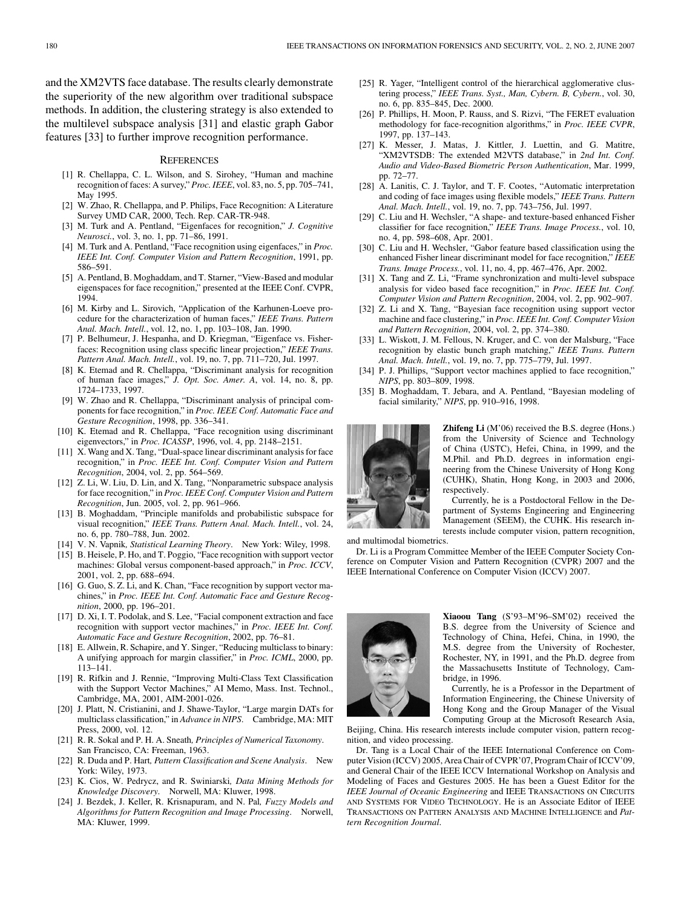and the XM2VTS face database. The results clearly demonstrate the superiority of the new algorithm over traditional subspace methods. In addition, the clustering strategy is also extended to the multilevel subspace analysis [31] and elastic graph Gabor features [33] to further improve recognition performance.

## References

[1] R. Chellappa, C. L. Wilson, and S. Sirohey, "Human and machine recognition of faces: A survey," *Proc. IEEE*, vol. 83, no. 5, pp. 705–741, May 1995.

[2] W. Zhao, R. Chellappa, and P. Philips, Face Recognition: A Literature Survey UMD CAR, 2000, Tech. Rep. CAR-TR-948.

[3] M. Turk and A. Pentland, "Eigenfaces for recognition," *J. Cognitive Neurosci.*, vol. 3, no. 1, pp. 71–86, 1991.

[4] M. Turk and A. Pentland, "Face recognition using eigenfaces," in *Proc. IEEE Int. Conf. Computer Vision and Pattern Recognition*, 1991, pp. 586–591.

[5] A. Pentland, B. Moghaddam, and T. Starner, "View-Based and modular eigenspaces for face recognition," presented at the IEEE Conf. CVPR, 1994.

[6] M. Kirby and L. Sirovich, "Application of the Karhunen-Loeve procedure for the characterization of human faces," *IEEE Trans. Pattern Anal. Mach. Intell.*, vol. 12, no. 1, pp. 103–108, Jan. 1990.

[7] P. Belhumeur, J. Hespanha, and D. Kriegman, "Eigenface vs. Fisherfaces: Recognition using class specific linear projection," *IEEE Trans. Pattern Anal. Mach. Intell.*, vol. 19, no. 7, pp. 711–720, Jul. 1997.

[8] K. Etemad and R. Chellappa, "Discriminant analysis for recognition of human face images," *J. Opt. Soc. Amer. A*, vol. 14, no. 8, pp. 1724–1733, 1997.

[9] W. Zhao and R. Chellappa, "Discriminant analysis of principal components for face recognition," in *Proc. IEEE Conf. Automatic Face and Gesture Recognition*, 1998, pp. 336–341.

[10] K. Etemad and R. Chellappa, "Face recognition using discriminant eigenvectors," in *Proc. ICASSP*, 1996, vol. 4, pp. 2148–2151.

[11] X. Wang and X. Tang, "Dual-space linear discriminant analysis for face recognition," in *Proc. IEEE Int. Conf. Computer Vision and Pattern Recognition*, 2004, vol. 2, pp. 564–569.

[12] Z. Li, W. Liu, D. Lin, and X. Tang, "Nonparametric subspace analysis for face recognition," in *Proc. IEEE Conf. Computer Vision and Pattern Recognition*, Jun. 2005, vol. 2, pp. 961–966.

[13] B. Moghaddam, "Principle manifolds and probabilistic subspace for visual recognition," *IEEE Trans. Pattern Anal. Mach. Intell.*, vol. 24, no. 6, pp. 780–788, Jun. 2002.

[14] V. N. Vapnik*, Statistical Learning Theory*. New York: Wiley, 1998.

[15] B. Heisele, P. Ho, and T. Poggio, "Face recognition with support vector machines: Global versus component-based approach," in *Proc. ICCV*, 2001, vol. 2, pp. 688–694.

[16] G. Guo, S. Z. Li, and K. Chan, "Face recognition by support vector machines," in *Proc. IEEE Int. Conf. Automatic Face and Gesture Recognition*, 2000, pp. 196–201.

[17] D. Xi, I. T. Podolak, and S. Lee, "Facial component extraction and face recognition with support vector machines," in *Proc. IEEE Int. Conf. Automatic Face and Gesture Recognition*, 2002, pp. 76–81.

[18] E. Allwein, R. Schapire, and Y. Singer, "Reducing multiclass to binary: A unifying approach for margin classifier," in *Proc. ICML*, 2000, pp. 113–141.

[19] R. Rifkin and J. Rennie, "Improving Multi-Class Text Classification with the Support Vector Machines," AI Memo, Mass. Inst. Technol., Cambridge, MA, 2001, AIM-2001-026.

[20] J. Platt, N. Cristianini, and J. Shawe-Taylor, "Large margin DATs for multiclass classification," in *Advance in NIPS*. Cambridge, MA: MIT Press, 2000, vol. 12.

[21] R. R. Sokal and P. H. A. Sneath*, Principles of Numerical Taxonomy*. San Francisco, CA: Freeman, 1963.

[22] R. Duda and P. Hart*, Pattern Classification and Scene Analysis*. New York: Wiley, 1973.

[23] K. Cios, W. Pedrycz, and R. Swiniarski*, Data Mining Methods for Knowledge Discovery*. Norwell, MA: Kluwer, 1998.

[24] J. Bezdek, J. Keller, R. Krisnapuram, and N. Pal*, Fuzzy Models and Algorithms for Pattern Recognition and Image Processing*. Norwell, MA: Kluwer, 1999.

[25] R. Yager, "Intelligent control of the hierarchical agglomerative clustering process," *IEEE Trans. Syst., Man, Cybern. B, Cybern.*, vol. 30, no. 6, pp. 835–845, Dec. 2000.

[26] P. Phillips, H. Moon, P. Rauss, and S. Rizvi, "The FERET evaluation methodology for face-recognition algorithms," in *Proc. IEEE CVPR*, 1997, pp. 137–143.

[27] K. Messer, J. Matas, J. Kittler, J. Luettin, and G. Matitre, "XM2VTSDB: The extended M2VTS database," in *2nd Int. Conf. Audio and Video-Based Biometric Person Authentication*, Mar. 1999, pp. 72–77.

[28] A. Lanitis, C. J. Taylor, and T. F. Cootes, "Automatic interpretation and coding of face images using flexible models," *IEEE Trans. Pattern Anal. Mach. Intell.*, vol. 19, no. 7, pp. 743–756, Jul. 1997.

[29] C. Liu and H. Wechsler, "A shape- and texture-based enhanced Fisher classifier for face recognition," *IEEE Trans. Image Process.*, vol. 10, no. 4, pp. 598–608, Apr. 2001.

[30] C. Liu and H. Wechsler, "Gabor feature based classification using the enhanced Fisher linear discriminant model for face recognition," *IEEE Trans. Image Process.*, vol. 11, no. 4, pp. 467–476, Apr. 2002.

[31] X. Tang and Z. Li, "Frame synchronization and multi-level subspace analysis for video based face recognition," in *Proc. IEEE Int. Conf. Computer Vision and Pattern Recognition*, 2004, vol. 2, pp. 902–907.

[32] Z. Li and X. Tang, "Bayesian face recognition using support vector machine and face clustering," in *Proc. IEEE Int. Conf. Computer Vision and Pattern Recognition*, 2004, vol. 2, pp. 374–380.

[33] L. Wiskott, J. M. Fellous, N. Kruger, and C. von der Malsburg, "Face recognition by elastic bunch graph matching," *IEEE Trans. Pattern Anal. Mach. Intell.*, vol. 19, no. 7, pp. 775–779, Jul. 1997.

[34] P. J. Phillips, "Support vector machines applied to face recognition," *NIPS*, pp. 803–809, 1998.

[35] B. Moghaddam, T. Jebara, and A. Pentland, "Bayesian modeling of facial similarity," *NIPS*, pp. 910–916, 1998.

**Zhifeng Li** (M'06) received the B.S. degree (Hons.) from the University of Science and Technology of China (USTC), Hefei, China, in 1999, and the M.Phil. and Ph.D. degrees in information engineering from the Chinese University of Hong Kong (CUHK), Shatin, Hong Kong, in 2003 and 2006, respectively.

Currently, he is a Postdoctoral Fellow in the Department of Systems Engineering and Engineering Management (SEEM), the CUHK. His research interests include computer vision, pattern recognition, and multimodal biometrics.

Dr. Li is a Program Committee Member of the IEEE Computer Society Conference on Computer Vision and Pattern Recognition (CVPR) 2007 and the IEEE International Conference on Computer Vision (ICCV) 2007.

**Xiaoou Tang** (S'93–M'96–SM'02) received the B.S. degree from the University of Science and Technology of China, Hefei, China, in 1990, the M.S. degree from the University of Rochester, Rochester, NY, in 1991, and the Ph.D. degree from the Massachusetts Institute of Technology, Cambridge, in 1996.

Currently, he is a Professor in the Department of Information Engineering, the Chinese University of Hong Kong and the Group Manager of the Visual Computing Group at the Microsoft Research Asia, Beijing, China. His research interests include computer vision, pattern recognition, and video processing.

Dr. Tang is a Local Chair of the IEEE International Conference on Computer Vision (ICCV) 2005, Area Chair of CVPR'07, Program Chair of ICCV'09, and General Chair of the IEEE ICCV International Workshop on Analysis and Modeling of Faces and Gestures 2005. He has been a Guest Editor for the *IEEE Journal of Oceanic Engineering* and IEEE Transactions on Circuits and Systems for Video Technology. He is an Associate Editor of IEEE Transactions on Pattern Analysis and Machine Intelligence and *Pattern Recognition Journal*.